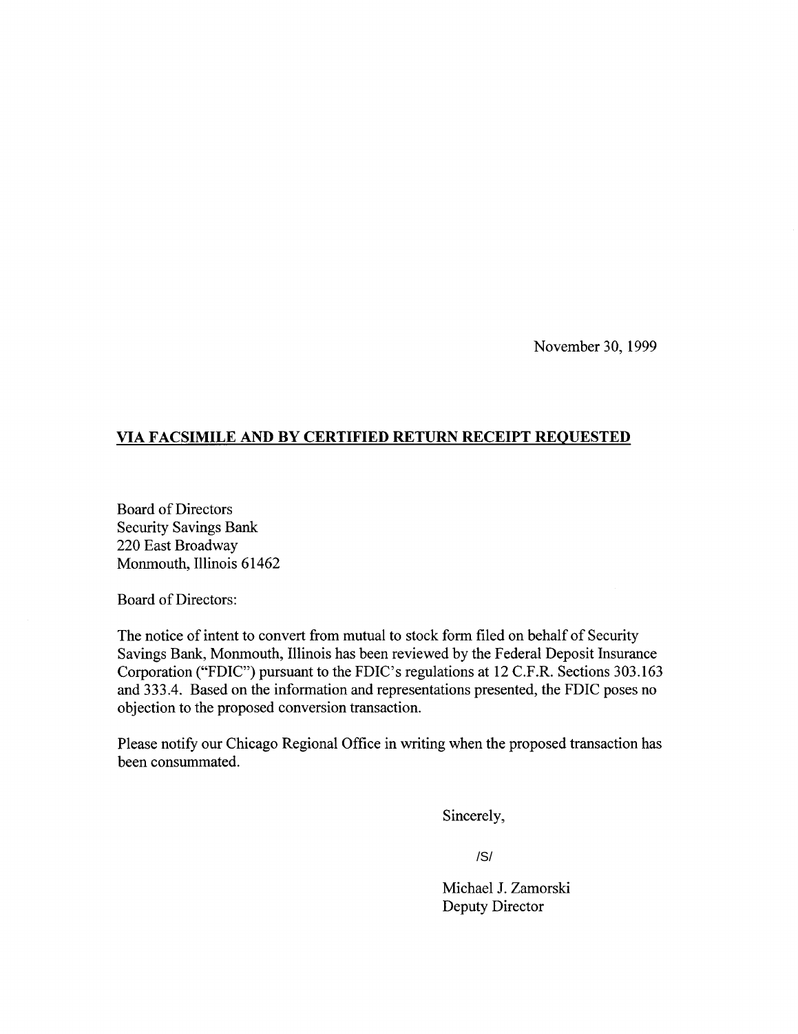November 30, 1999

**VIA FACSIMILE AND BY CERTIFIED RETURN RECEIPT REQUESTED**

Board of Directors
Security Savings Bank
220 East Broadway
Monmouth, Illinois 61462

Board of Directors:

The notice of intent to convert from mutual to stock form filed on behalf of Security Savings Bank, Monmouth, Illinois has been reviewed by the Federal Deposit Insurance Corporation ("FDIC") pursuant to the FDIC's regulations at 12 C.F.R. Sections 303.163 and 333.4. Based on the information and representations presented, the FDIC poses no objection to the proposed conversion transaction.

Please notify our Chicago Regional Office in writing when the proposed transaction has been consummated.

Sincerely,

/S/

Michael J. Zamorski
Deputy Director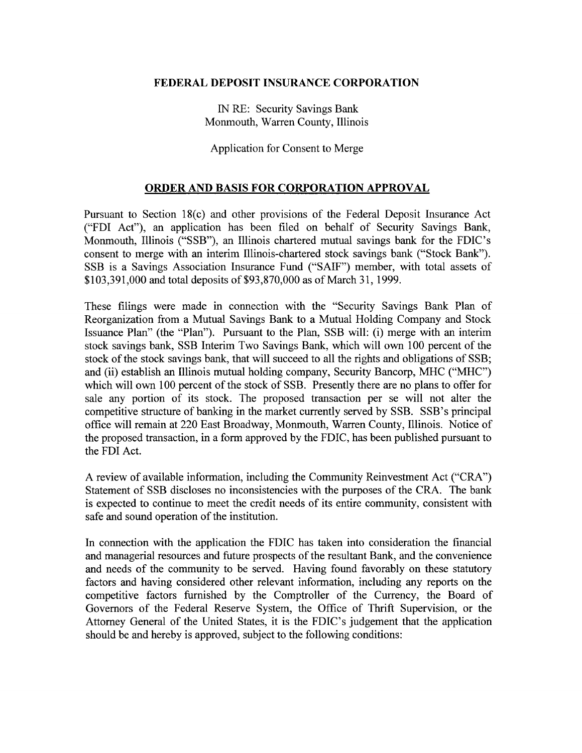**FEDERAL DEPOSIT INSURANCE CORPORATION**

IN RE: Security Savings Bank
Monmouth, Warren County, Illinois

Application for Consent to Merge

## ORDER AND BASIS FOR CORPORATION APPROVAL

Pursuant to Section 18(c) and other provisions of the Federal Deposit Insurance Act ("FDI Act"), an application has been filed on behalf of Security Savings Bank, Monmouth, Illinois ("SSB"), an Illinois chartered mutual savings bank for the FDIC's consent to merge with an interim Illinois-chartered stock savings bank ("Stock Bank"). SSB is a Savings Association Insurance Fund ("SAIF") member, with total assets of $103,391,000 and total deposits of $93,870,000 as of March 31, 1999.

These filings were made in connection with the "Security Savings Bank Plan of Reorganization from a Mutual Savings Bank to a Mutual Holding Company and Stock Issuance Plan" (the "Plan"). Pursuant to the Plan, SSB will: (i) merge with an interim stock savings bank, SSB Interim Two Savings Bank, which will own 100 percent of the stock of the stock savings bank, that will succeed to all the rights and obligations of SSB; and (ii) establish an Illinois mutual holding company, Security Bancorp, MHC ("MHC") which will own 100 percent of the stock of SSB. Presently there are no plans to offer for sale any portion of its stock. The proposed transaction per se will not alter the competitive structure of banking in the market currently served by SSB. SSB's principal office will remain at 220 East Broadway, Monmouth, Warren County, Illinois. Notice of the proposed transaction, in a form approved by the FDIC, has been published pursuant to the FDI Act.

A review of available information, including the Community Reinvestment Act ("CRA") Statement of SSB discloses no inconsistencies with the purposes of the CRA. The bank is expected to continue to meet the credit needs of its entire community, consistent with safe and sound operation of the institution.

In connection with the application the FDIC has taken into consideration the financial and managerial resources and future prospects of the resultant Bank, and the convenience and needs of the community to be served. Having found favorably on these statutory factors and having considered other relevant information, including any reports on the competitive factors furnished by the Comptroller of the Currency, the Board of Governors of the Federal Reserve System, the Office of Thrift Supervision, or the Attorney General of the United States, it is the FDIC's judgement that the application should be and hereby is approved, subject to the following conditions: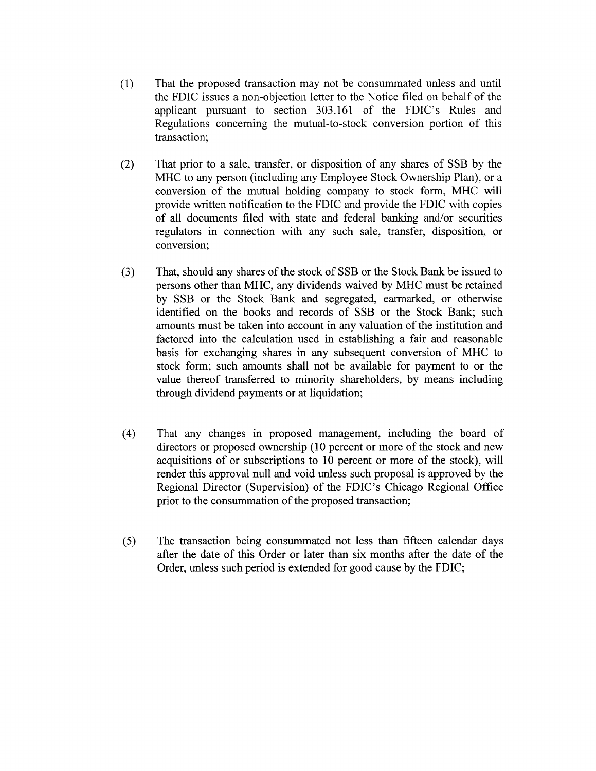(1) That the proposed transaction may not be consummated unless and until the FDIC issues a non-objection letter to the Notice filed on behalf of the applicant pursuant to section 303.161 of the FDIC's Rules and Regulations concerning the mutual-to-stock conversion portion of this transaction;

(2) That prior to a sale, transfer, or disposition of any shares of SSB by the MHC to any person (including any Employee Stock Ownership Plan), or a conversion of the mutual holding company to stock form, MHC will provide written notification to the FDIC and provide the FDIC with copies of all documents filed with state and federal banking and/or securities regulators in connection with any such sale, transfer, disposition, or conversion;

(3) That, should any shares of the stock of SSB or the Stock Bank be issued to persons other than MHC, any dividends waived by MHC must be retained by SSB or the Stock Bank and segregated, earmarked, or otherwise identified on the books and records of SSB or the Stock Bank; such amounts must be taken into account in any valuation of the institution and factored into the calculation used in establishing a fair and reasonable basis for exchanging shares in any subsequent conversion of MHC to stock form; such amounts shall not be available for payment to or the value thereof transferred to minority shareholders, by means including through dividend payments or at liquidation;

(4) That any changes in proposed management, including the board of directors or proposed ownership (10 percent or more of the stock and new acquisitions of or subscriptions to 10 percent or more of the stock), will render this approval null and void unless such proposal is approved by the Regional Director (Supervision) of the FDIC's Chicago Regional Office prior to the consummation of the proposed transaction;

(5) The transaction being consummated not less than fifteen calendar days after the date of this Order or later than six months after the date of the Order, unless such period is extended for good cause by the FDIC;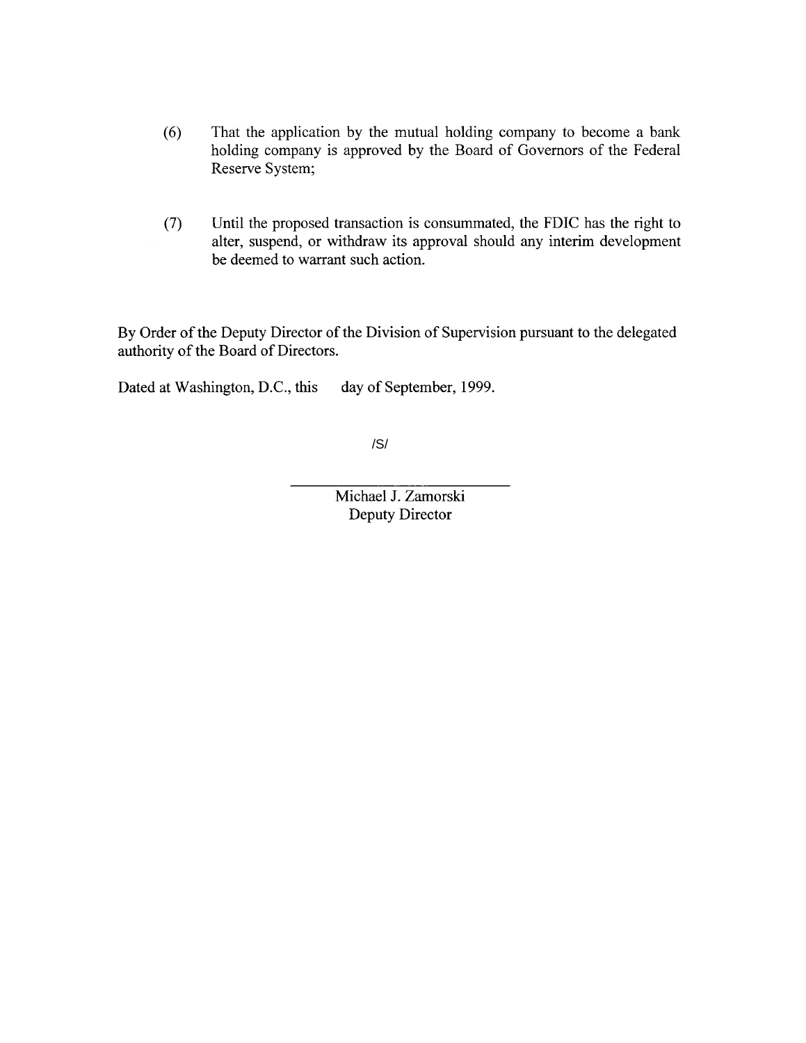(6) That the application by the mutual holding company to become a bank holding company is approved by the Board of Governors of the Federal Reserve System;

(7) Until the proposed transaction is consummated, the FDIC has the right to alter, suspend, or withdraw its approval should any interim development be deemed to warrant such action.

By Order of the Deputy Director of the Division of Supervision pursuant to the delegated authority of the Board of Directors.

Dated at Washington, D.C., this day of September, 1999.

/S/

Michael J. Zamorski
Deputy Director